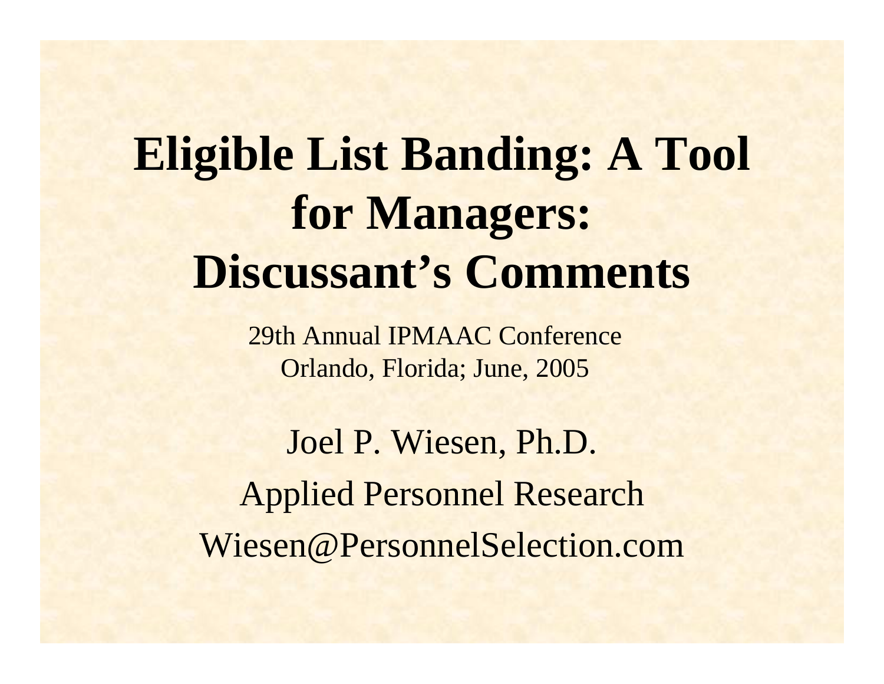# Eligible List Banding: A Tool for Managers: Discussant's Comments

29th Annual IPMAAC Conference
Orlando, Florida; June, 2005

Joel P. Wiesen, Ph.D.

Applied Personnel Research

Wiesen@PersonnelSelection.com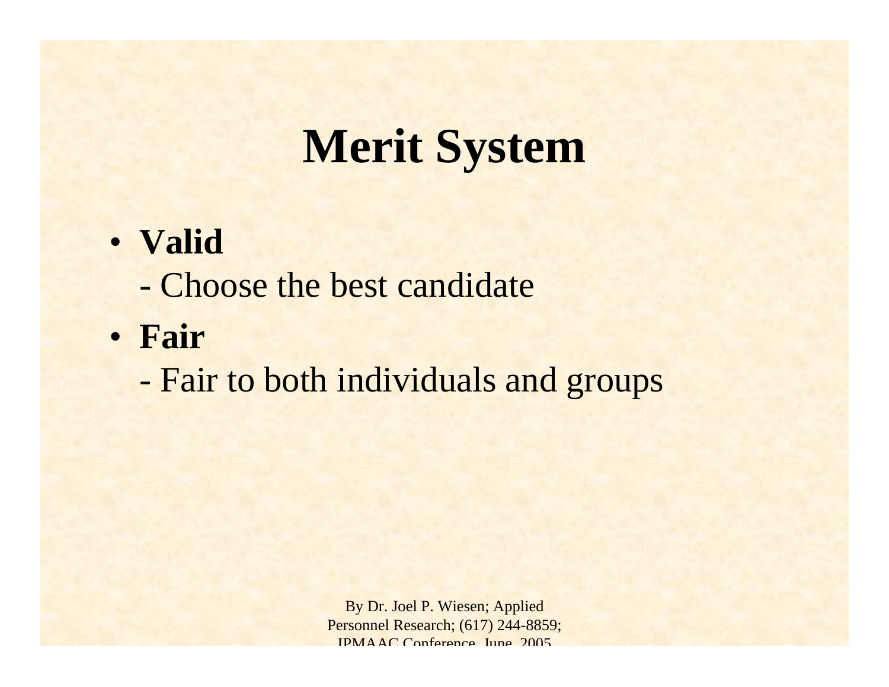# Merit System

- **Valid**
  - Choose the best candidate
- **Fair**
  - Fair to both individuals and groups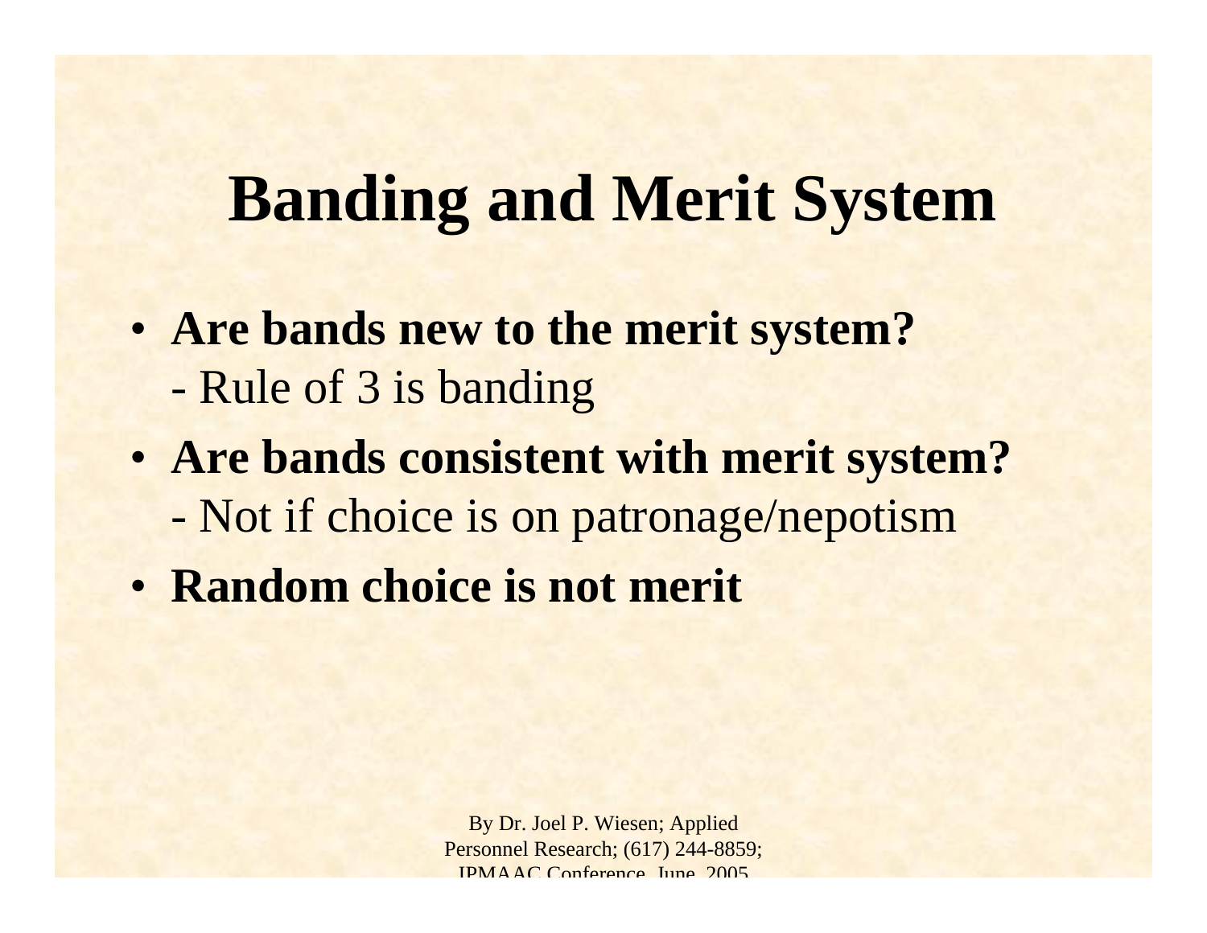# Banding and Merit System

- **Are bands new to the merit system?**
  - Rule of 3 is banding
- **Are bands consistent with merit system?**
  - Not if choice is on patronage/nepotism
- **Random choice is not merit**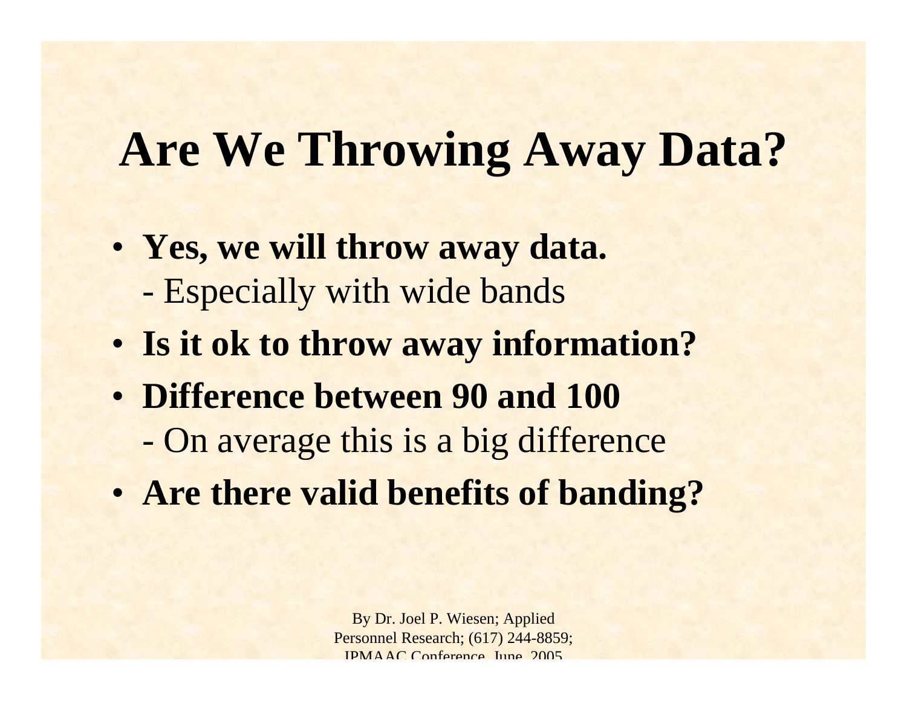# Are We Throwing Away Data?

- **Yes, we will throw away data.**
  - Especially with wide bands
- **Is it ok to throw away information?**
- **Difference between 90 and 100**
  - On average this is a big difference
- **Are there valid benefits of banding?**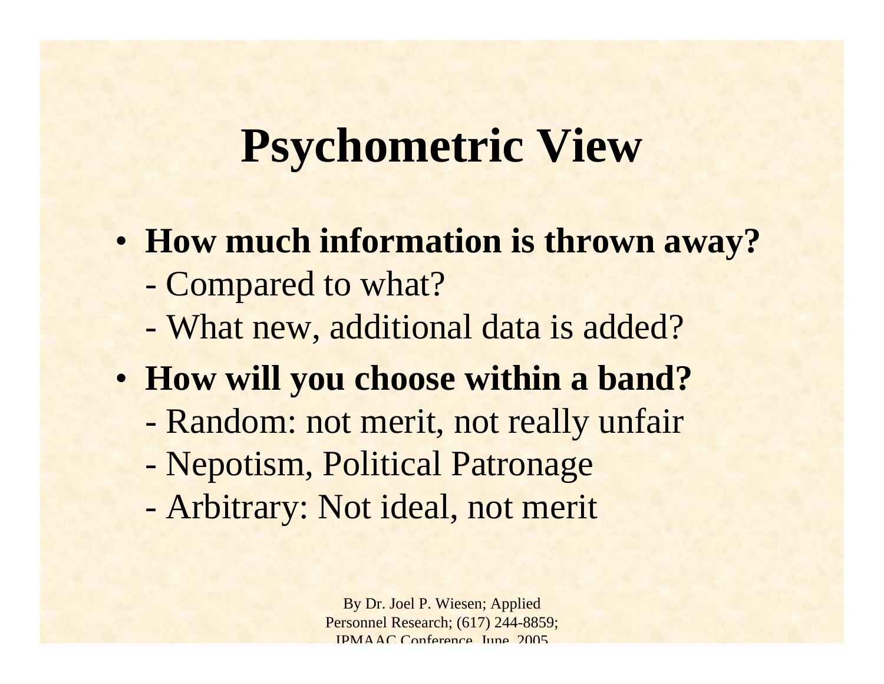# Psychometric View

- **How much information is thrown away?**
  - Compared to what?
  - What new, additional data is added?
- **How will you choose within a band?**
  - Random: not merit, not really unfair
  - Nepotism, Political Patronage
  - Arbitrary: Not ideal, not merit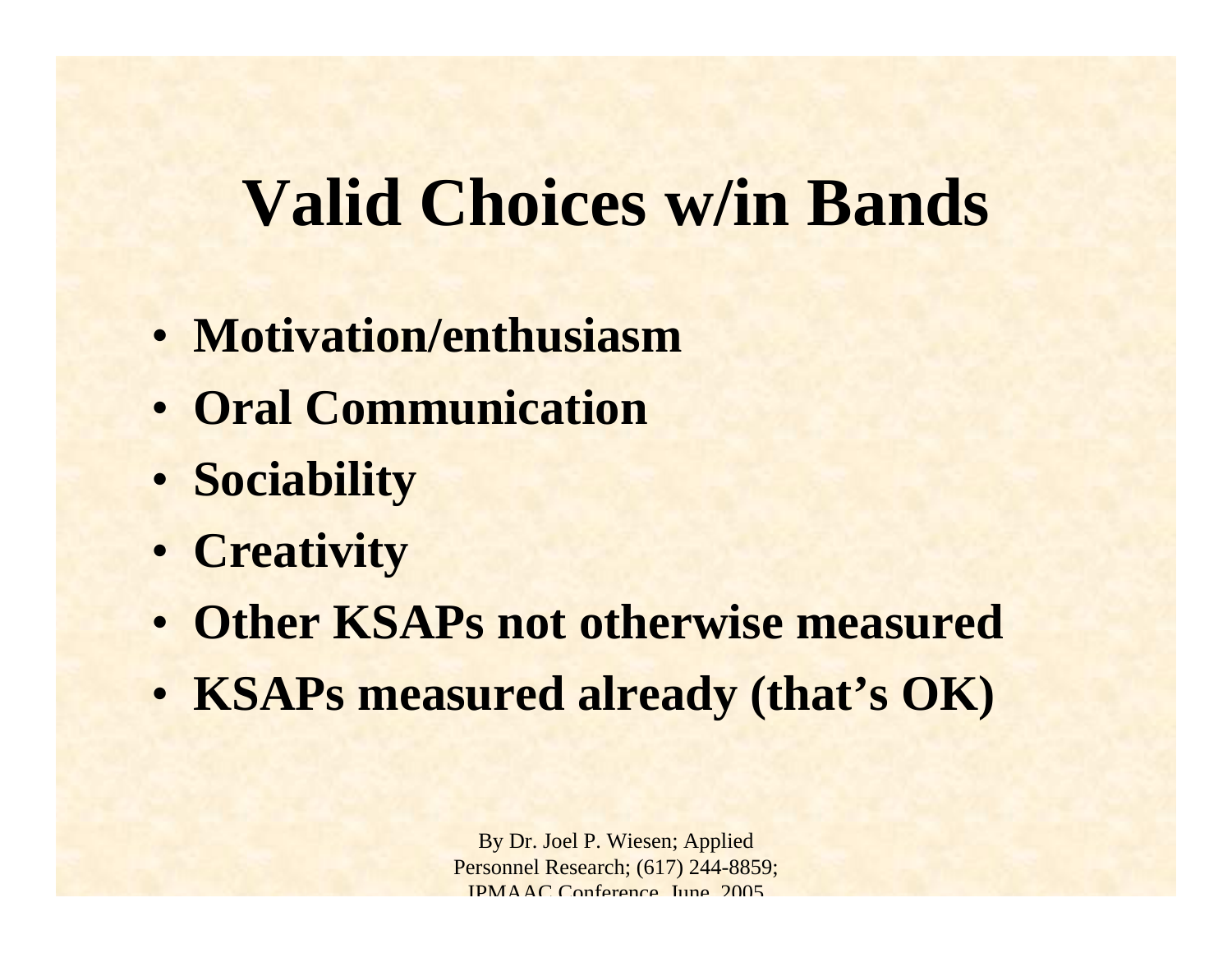# Valid Choices w/in Bands

- **Motivation/enthusiasm**
- **Oral Communication**
- **Sociability**
- **Creativity**
- **Other KSAPs not otherwise measured**
- **KSAPs measured already (that's OK)**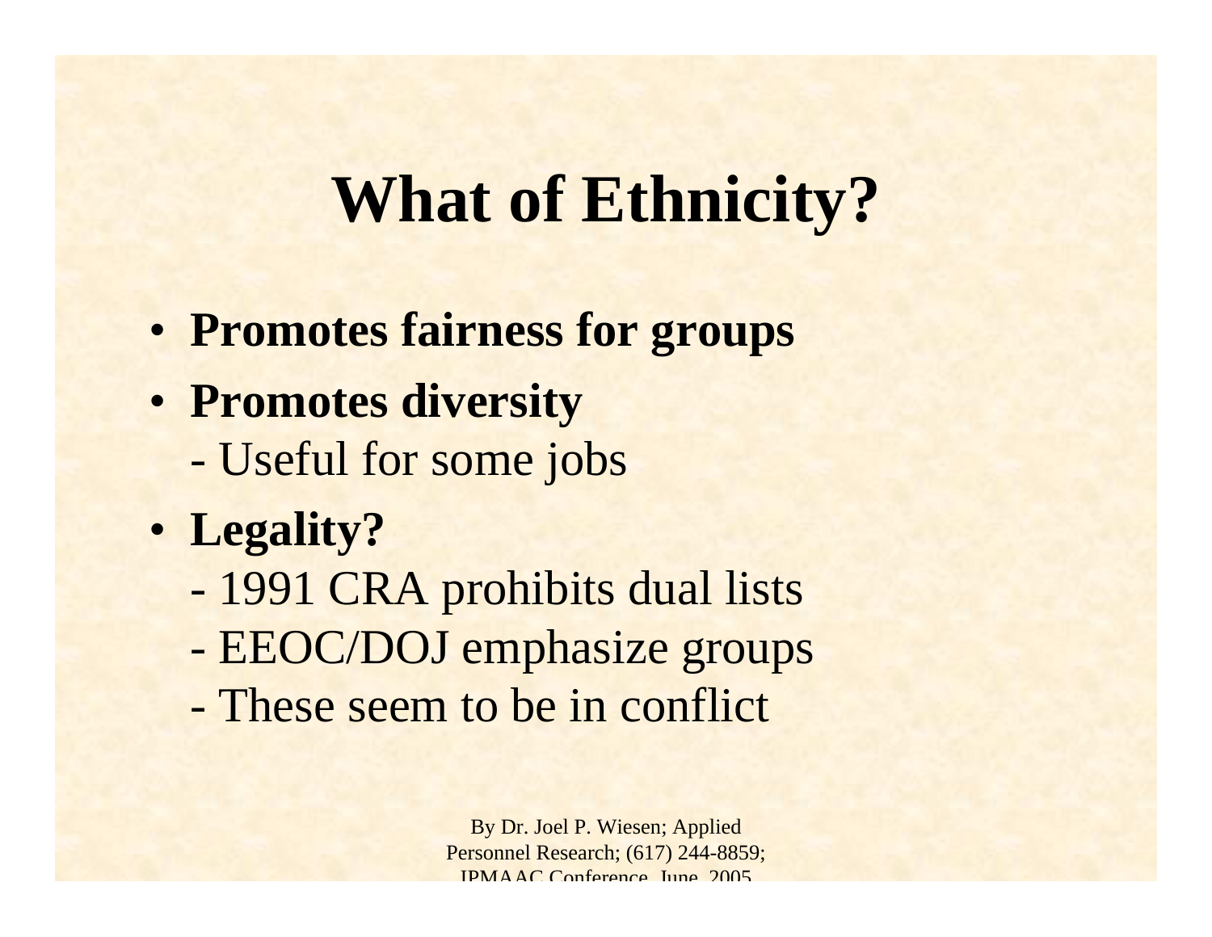# What of Ethnicity?

- **Promotes fairness for groups**
- **Promotes diversity**
  - Useful for some jobs
- **Legality?**
  - 1991 CRA prohibits dual lists
  - EEOC/DOJ emphasize groups
  - These seem to be in conflict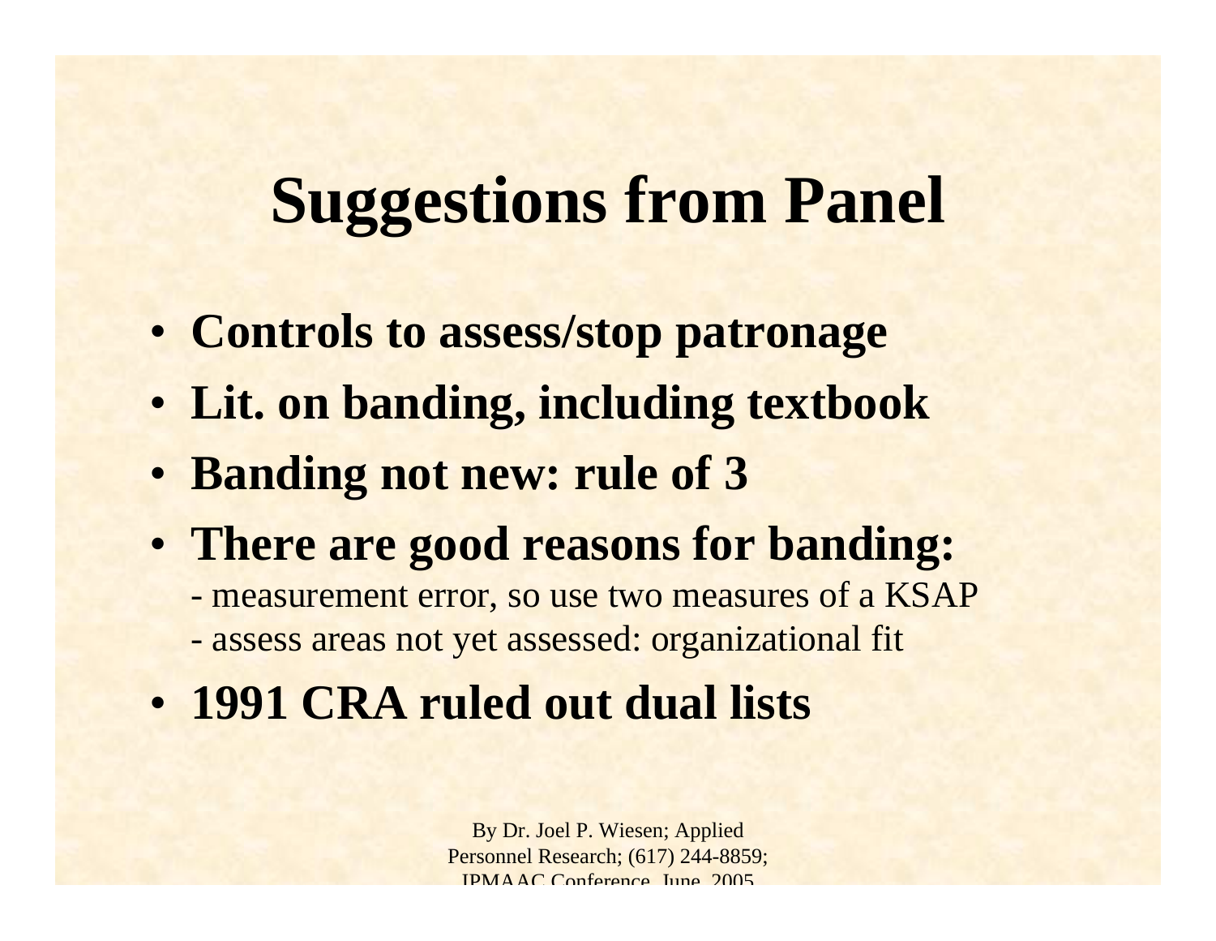# Suggestions from Panel

- **Controls to assess/stop patronage**
- **Lit. on banding, including textbook**
- **Banding not new: rule of 3**
- **There are good reasons for banding:**
  - measurement error, so use two measures of a KSAP
  - assess areas not yet assessed: organizational fit
- **1991 CRA ruled out dual lists**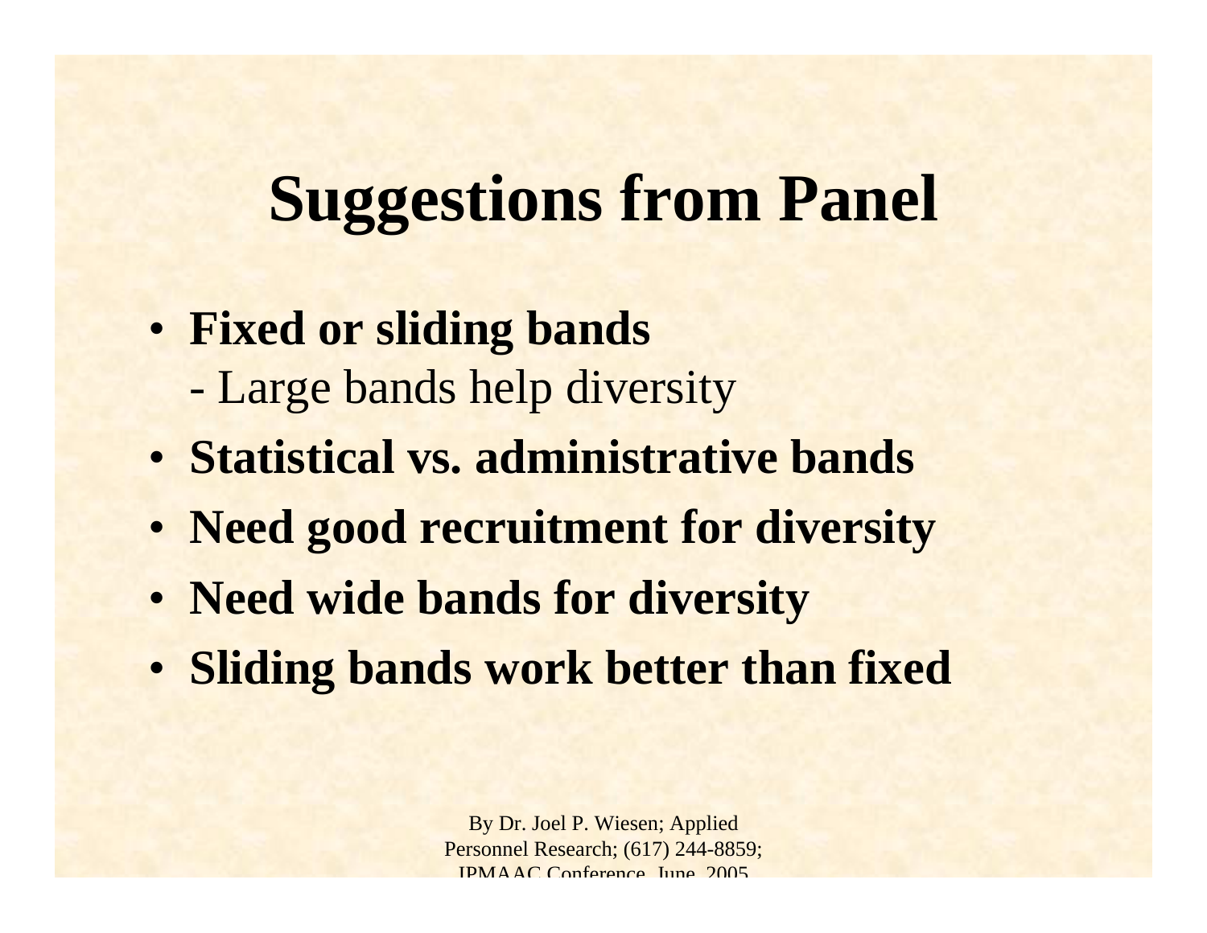# Suggestions from Panel

- **Fixed or sliding bands**
  - Large bands help diversity
- **Statistical vs. administrative bands**
- **Need good recruitment for diversity**
- **Need wide bands for diversity**
- **Sliding bands work better than fixed**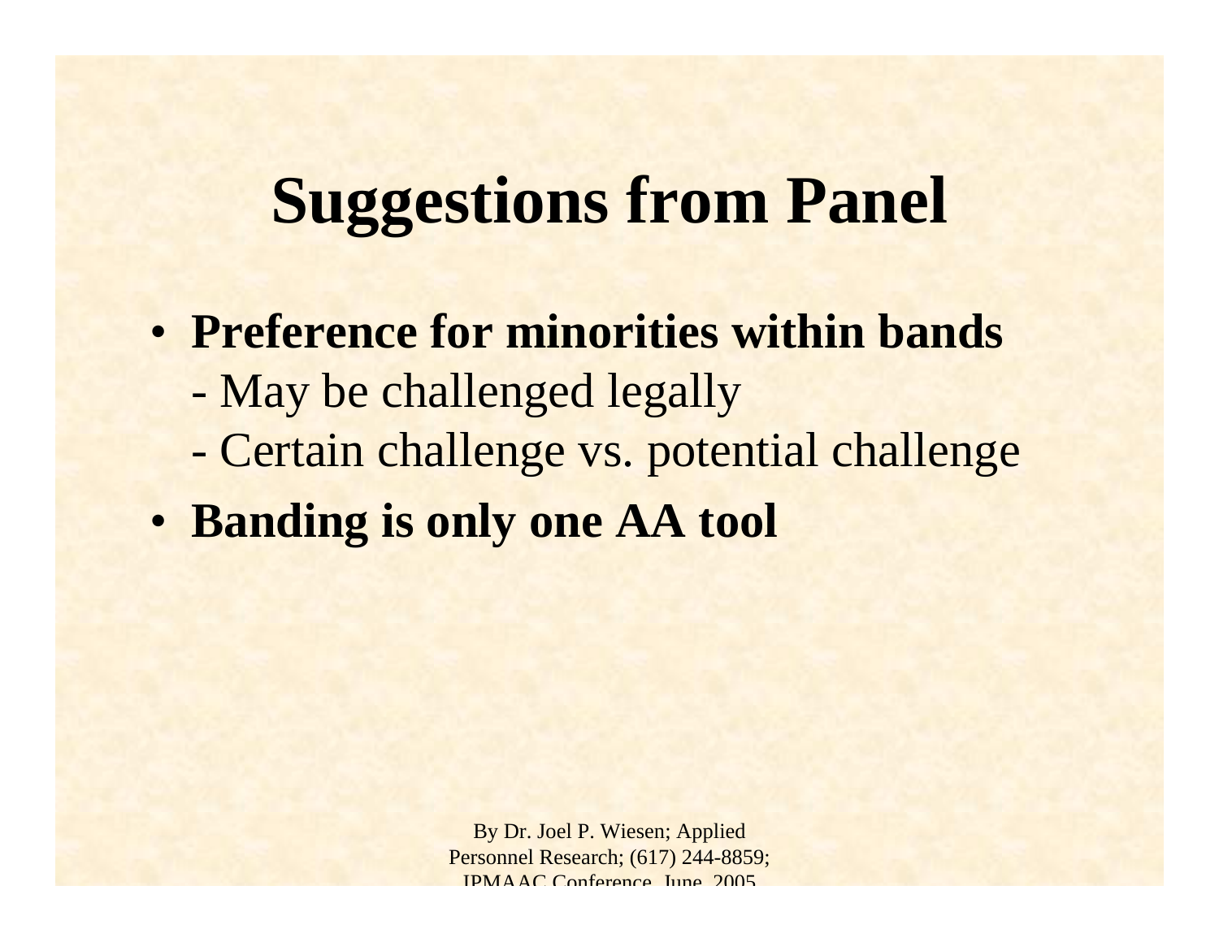# Suggestions from Panel

- **Preference for minorities within bands**
  - May be challenged legally
  - Certain challenge vs. potential challenge
- **Banding is only one AA tool**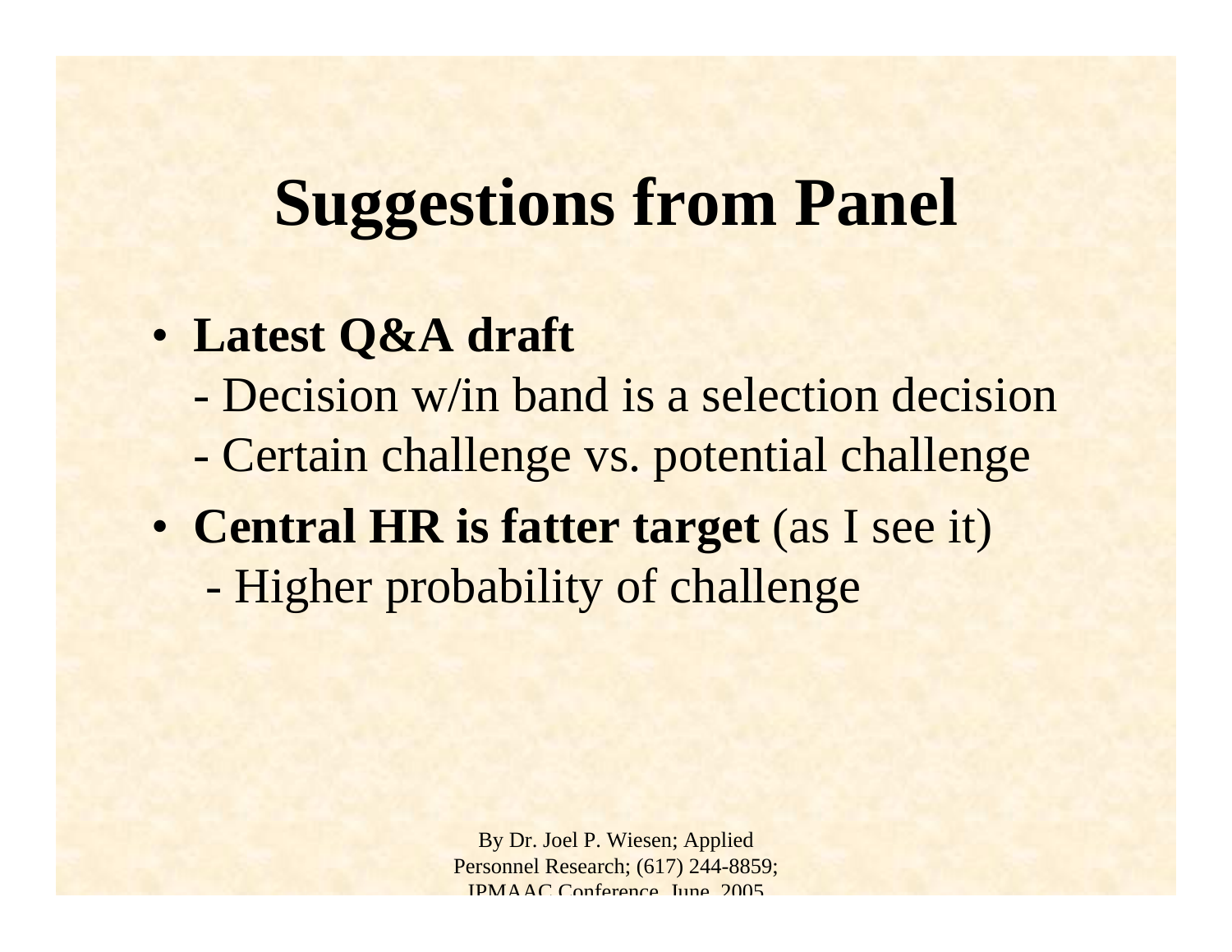# Suggestions from Panel

- **Latest Q&A draft**
  - Decision w/in band is a selection decision
  - Certain challenge vs. potential challenge
- **Central HR is fatter target** (as I see it)
  - Higher probability of challenge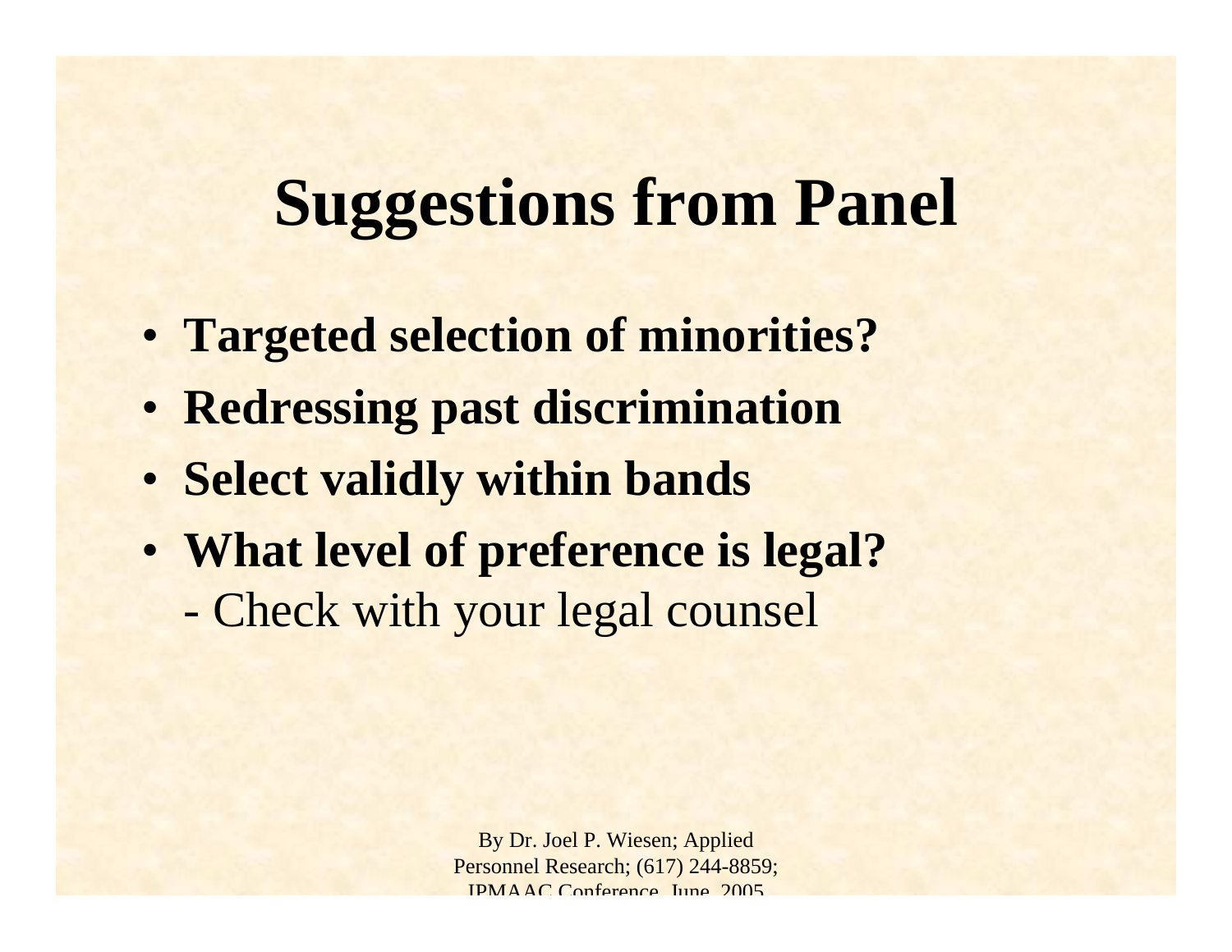# Suggestions from Panel

- **Targeted selection of minorities?**
- **Redressing past discrimination**
- **Select validly within bands**
- **What level of preference is legal?**
  - Check with your legal counsel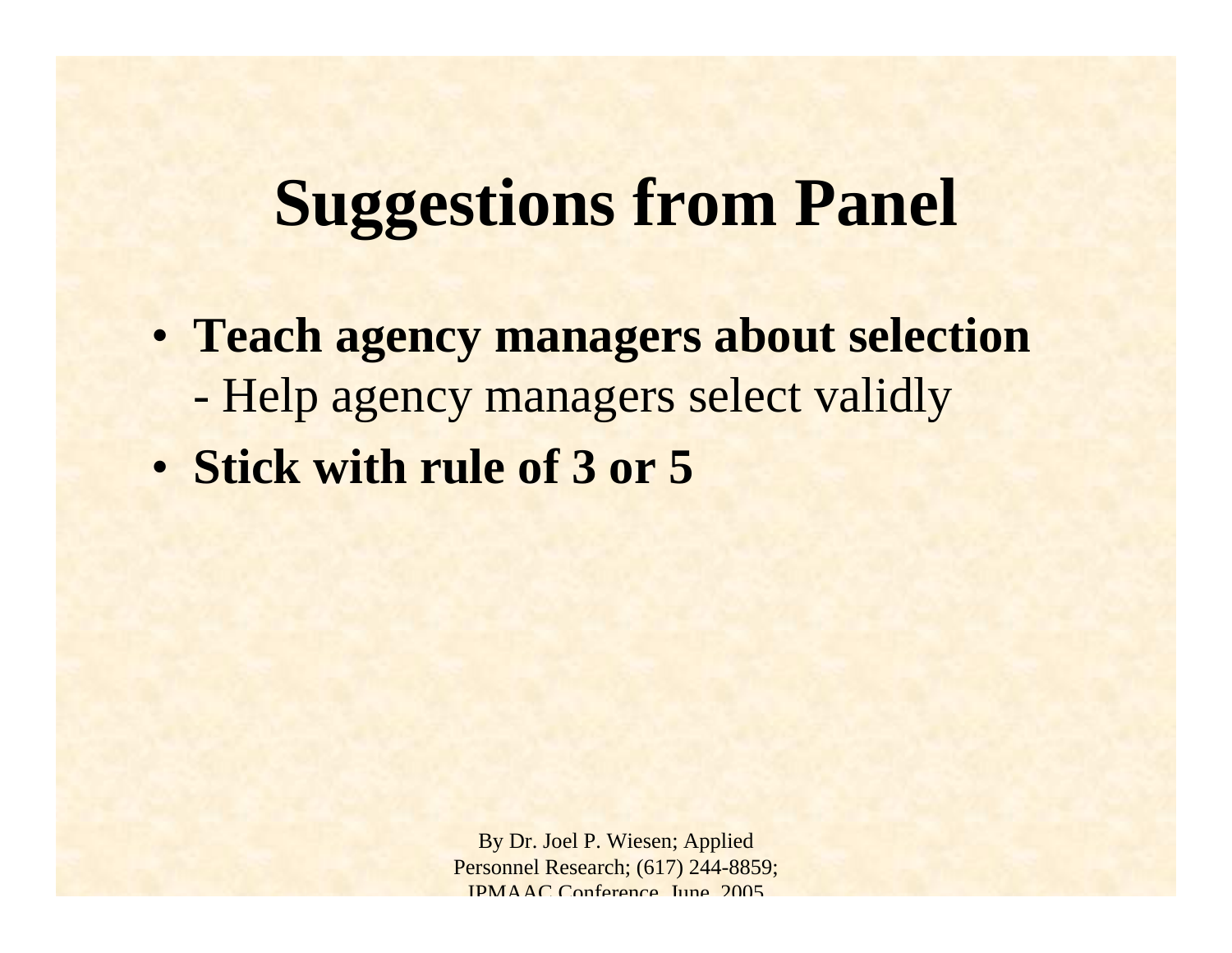# Suggestions from Panel

- **Teach agency managers about selection**
  - Help agency managers select validly
- **Stick with rule of 3 or 5**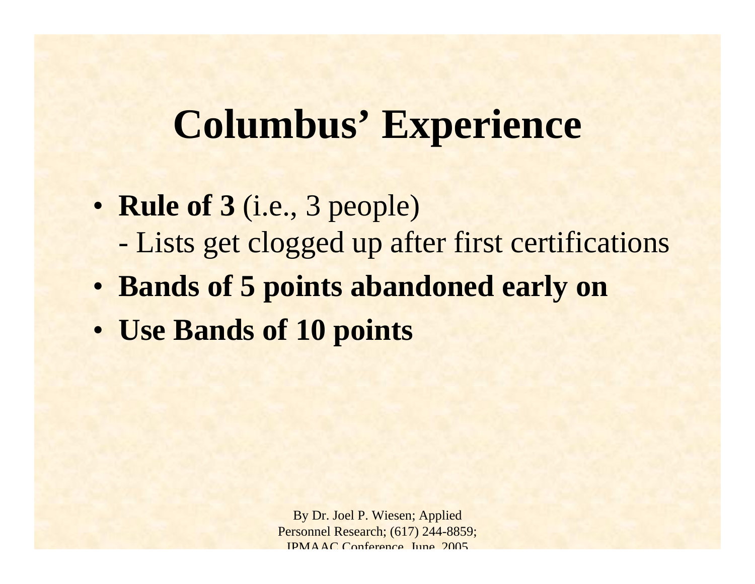# Columbus' Experience

- **Rule of 3** (i.e., 3 people)
  - Lists get clogged up after first certifications
- **Bands of 5 points abandoned early on**
- **Use Bands of 10 points**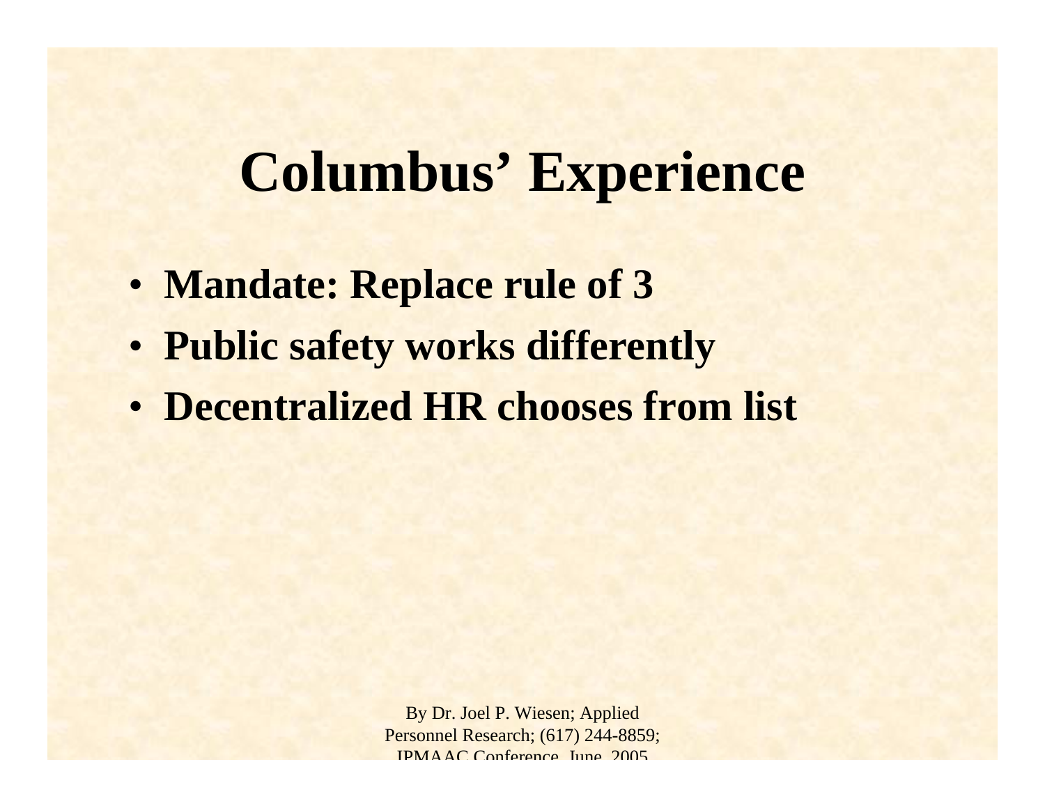# Columbus' Experience

- **Mandate: Replace rule of 3**
- **Public safety works differently**
- **Decentralized HR chooses from list**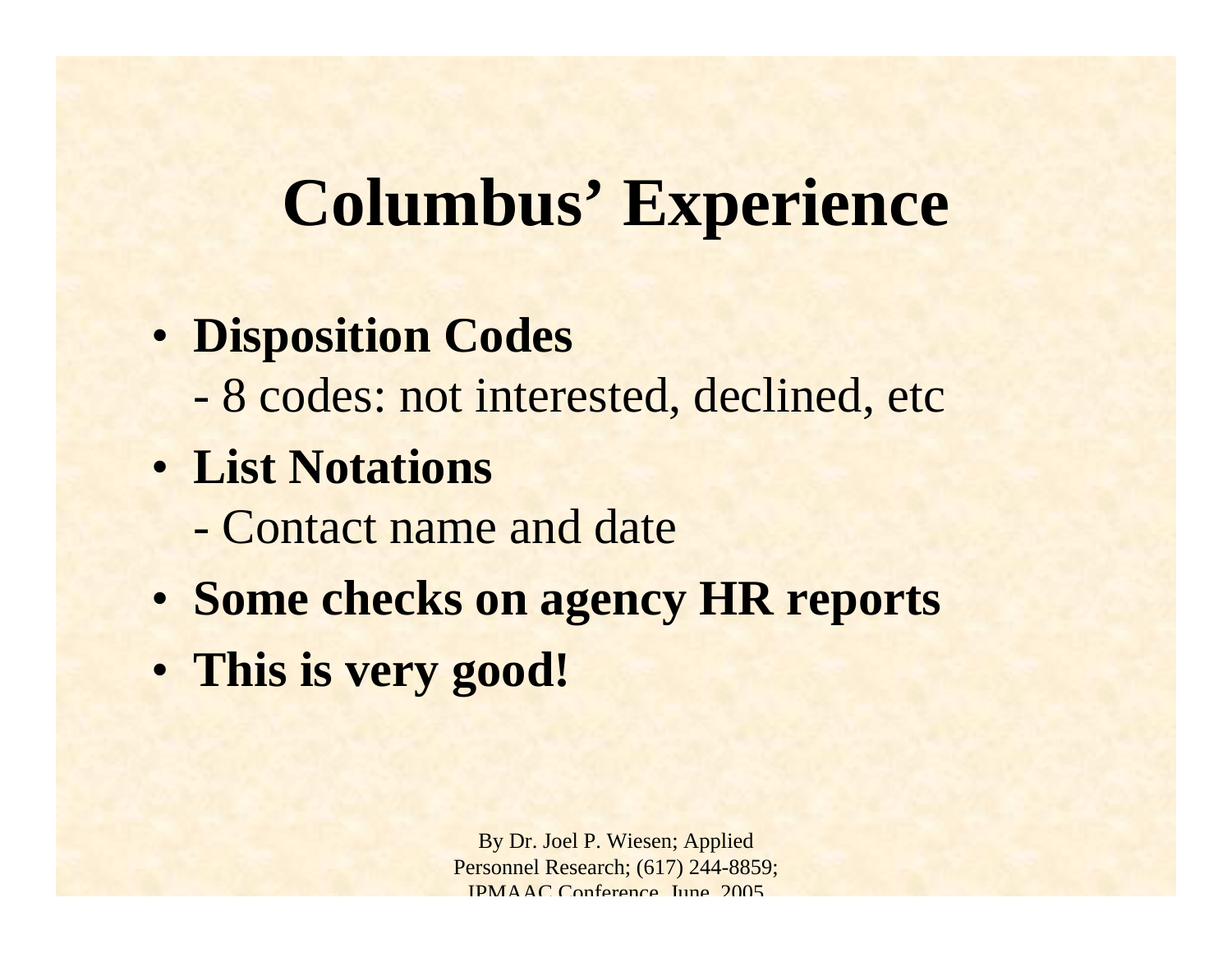# Columbus' Experience

- **Disposition Codes**
  - 8 codes: not interested, declined, etc
- **List Notations**
  - Contact name and date
- **Some checks on agency HR reports**
- **This is very good!**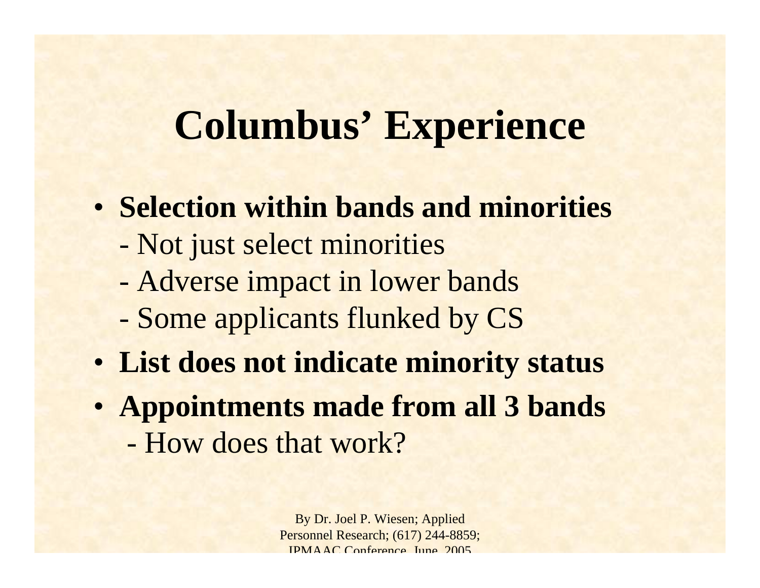# Columbus' Experience

- **Selection within bands and minorities**
  - Not just select minorities
  - Adverse impact in lower bands
  - Some applicants flunked by CS
- **List does not indicate minority status**
- **Appointments made from all 3 bands**
  - How does that work?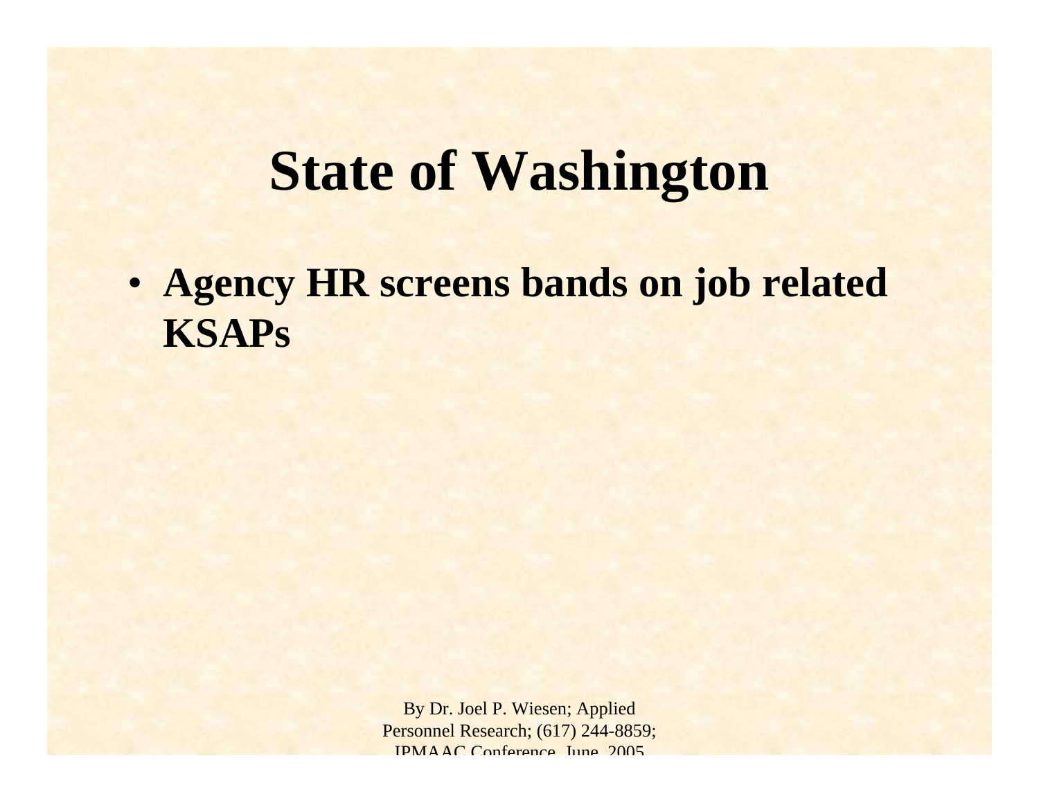# State of Washington

- **Agency HR screens bands on job related KSAPs**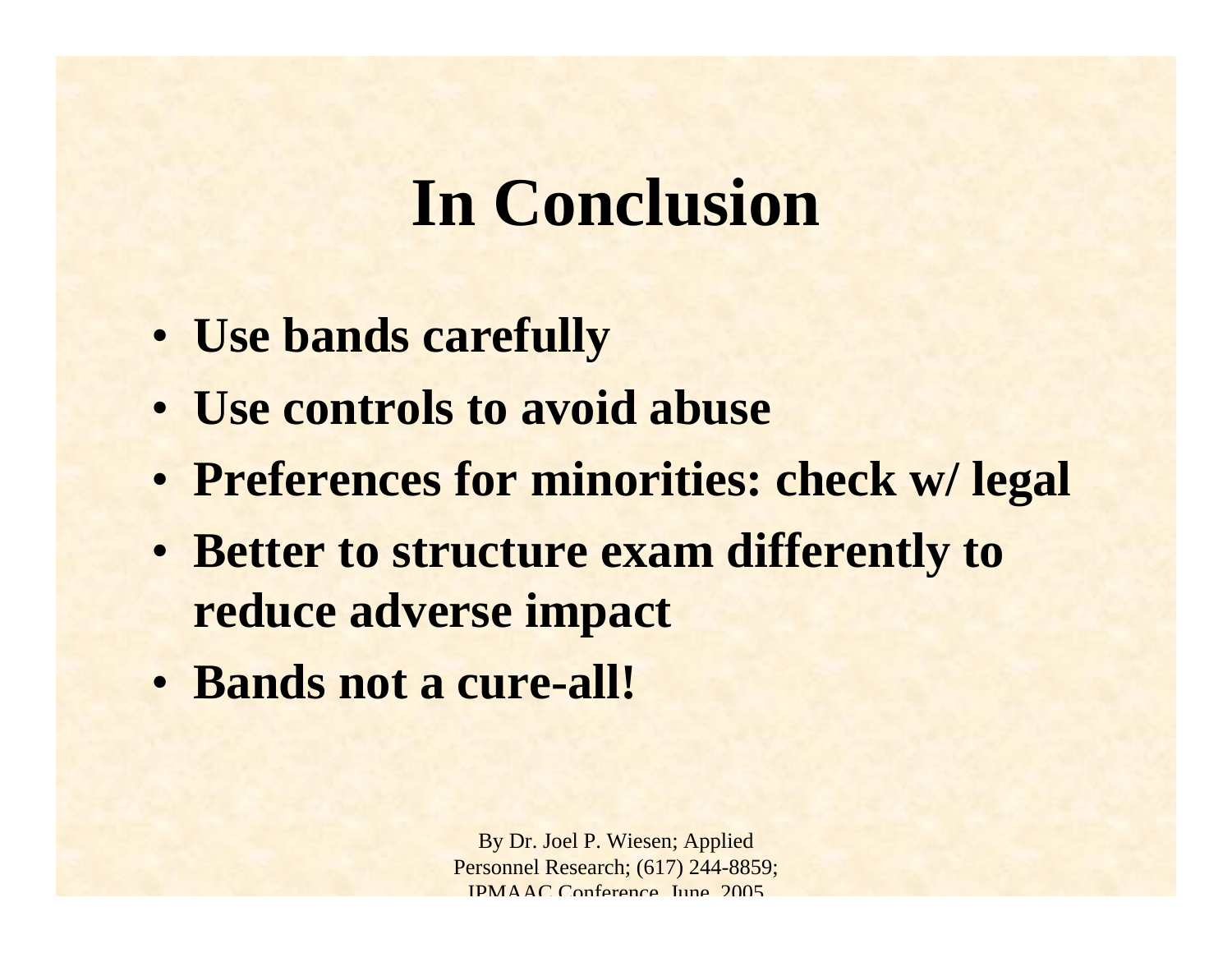# In Conclusion

- **Use bands carefully**
- **Use controls to avoid abuse**
- **Preferences for minorities: check w/ legal**
- **Better to structure exam differently to reduce adverse impact**
- **Bands not a cure-all!**

By Dr. Joel P. Wiesen; Applied Personnel Research; (617) 244-8859; IPMAAC Conference, June, 2005